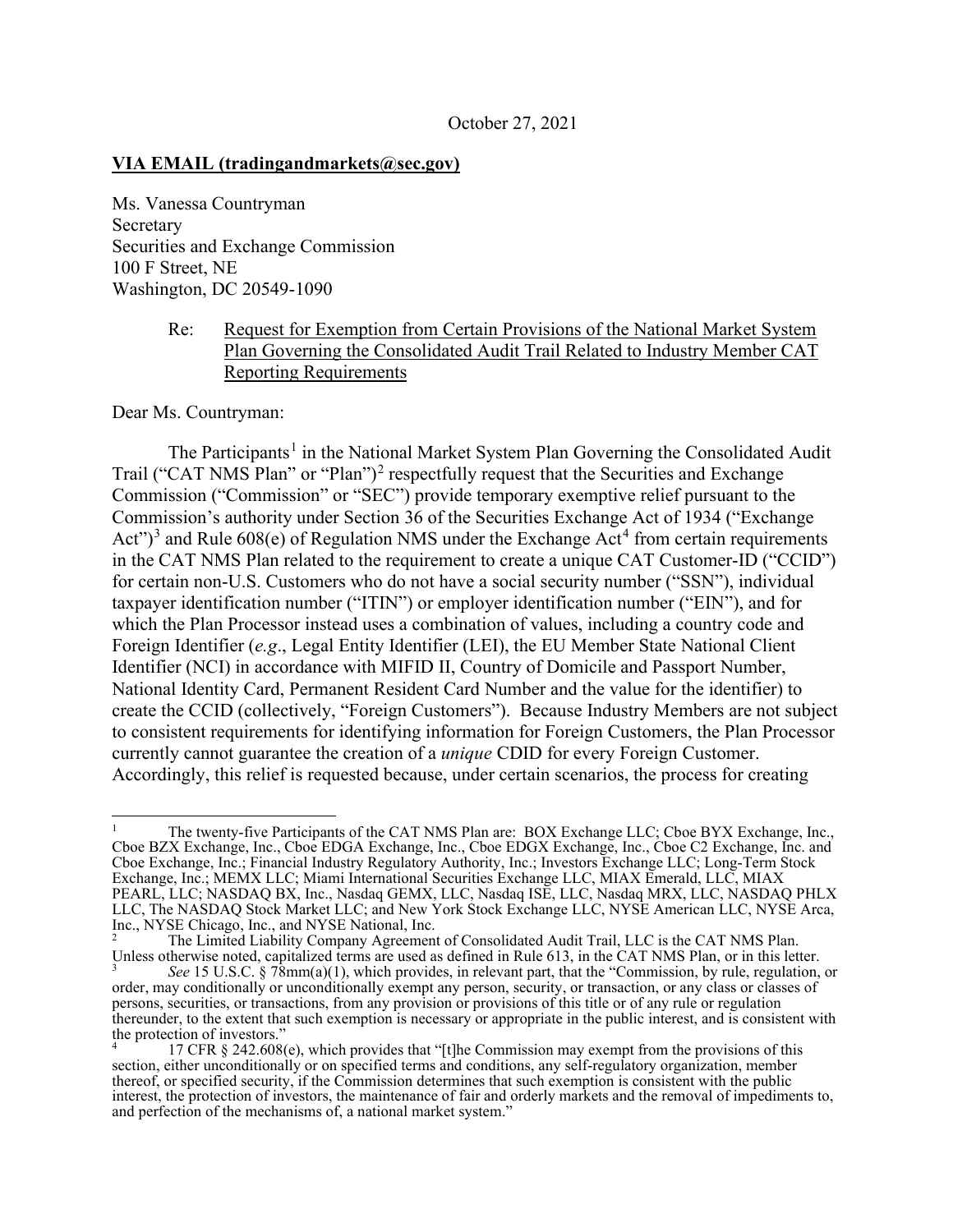October 27, 2021

**VIA EMAIL (tradingandmarkets@sec.gov)**

Ms. Vanessa Countryman
Secretary
Securities and Exchange Commission
100 F Street, NE
Washington, DC 20549-1090

Re: Request for Exemption from Certain Provisions of the National Market System Plan Governing the Consolidated Audit Trail Related to Industry Member CAT Reporting Requirements

Dear Ms. Countryman:

The Participants[1] in the National Market System Plan Governing the Consolidated Audit Trail ("CAT NMS Plan" or "Plan")[2] respectfully request that the Securities and Exchange Commission ("Commission" or "SEC") provide temporary exemptive relief pursuant to the Commission's authority under Section 36 of the Securities Exchange Act of 1934 ("Exchange Act")[3] and Rule 608(e) of Regulation NMS under the Exchange Act[4] from certain requirements in the CAT NMS Plan related to the requirement to create a unique CAT Customer-ID ("CCID") for certain non-U.S. Customers who do not have a social security number ("SSN"), individual taxpayer identification number ("ITIN") or employer identification number ("EIN"), and for which the Plan Processor instead uses a combination of values, including a country code and Foreign Identifier (*e.g*., Legal Entity Identifier (LEI), the EU Member State National Client Identifier (NCI) in accordance with MIFID II, Country of Domicile and Passport Number, National Identity Card, Permanent Resident Card Number and the value for the identifier) to create the CCID (collectively, "Foreign Customers"). Because Industry Members are not subject to consistent requirements for identifying information for Foreign Customers, the Plan Processor currently cannot guarantee the creation of a *unique* CDID for every Foreign Customer. Accordingly, this relief is requested because, under certain scenarios, the process for creating

---

[1] The twenty-five Participants of the CAT NMS Plan are: BOX Exchange LLC; Cboe BYX Exchange, Inc., Cboe BZX Exchange, Inc., Cboe EDGA Exchange, Inc., Cboe EDGX Exchange, Inc., Cboe C2 Exchange, Inc. and Cboe Exchange, Inc.; Financial Industry Regulatory Authority, Inc.; Investors Exchange LLC; Long-Term Stock Exchange, Inc.; MEMX LLC; Miami International Securities Exchange LLC, MIAX Emerald, LLC, MIAX PEARL, LLC; NASDAQ BX, Inc., Nasdaq GEMX, LLC, Nasdaq ISE, LLC, Nasdaq MRX, LLC, NASDAQ PHLX LLC, The NASDAQ Stock Market LLC; and New York Stock Exchange LLC, NYSE American LLC, NYSE Arca, Inc., NYSE Chicago, Inc., and NYSE National, Inc.

[2] The Limited Liability Company Agreement of Consolidated Audit Trail, LLC is the CAT NMS Plan. Unless otherwise noted, capitalized terms are used as defined in Rule 613, in the CAT NMS Plan, or in this letter.

[3] *See* 15 U.S.C. § 78mm(a)(1), which provides, in relevant part, that the "Commission, by rule, regulation, or order, may conditionally or unconditionally exempt any person, security, or transaction, or any class or classes of persons, securities, or transactions, from any provision or provisions of this title or of any rule or regulation thereunder, to the extent that such exemption is necessary or appropriate in the public interest, and is consistent with the protection of investors."

[4] 17 CFR § 242.608(e), which provides that "[t]he Commission may exempt from the provisions of this section, either unconditionally or on specified terms and conditions, any self-regulatory organization, member thereof, or specified security, if the Commission determines that such exemption is consistent with the public interest, the protection of investors, the maintenance of fair and orderly markets and the removal of impediments to, and perfection of the mechanisms of, a national market system."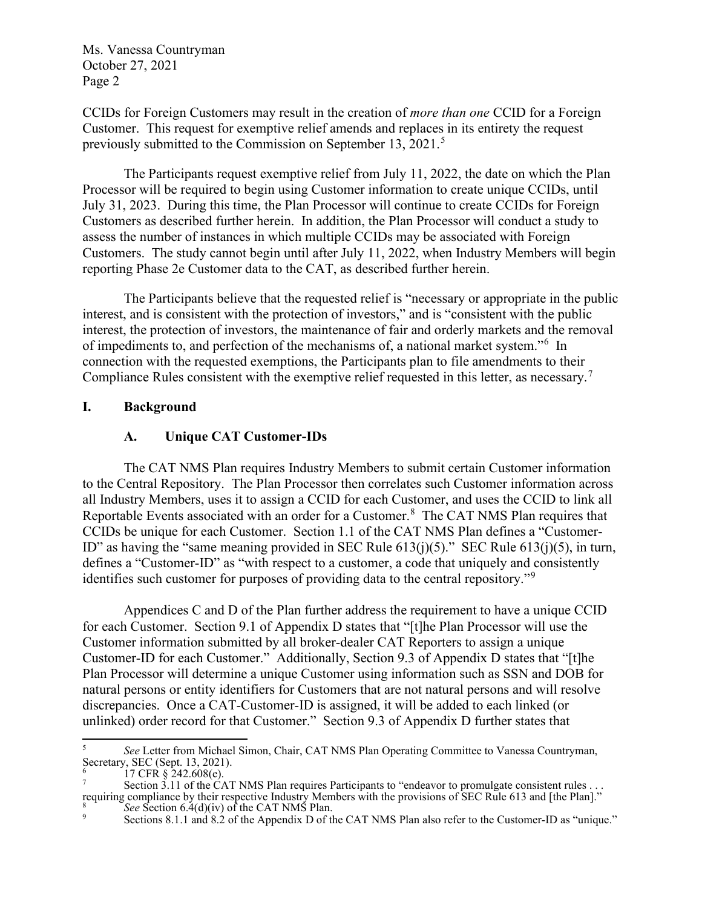CCIDs for Foreign Customers may result in the creation of *more than one* CCID for a Foreign Customer. This request for exemptive relief amends and replaces in its entirety the request previously submitted to the Commission on September 13, 2021.[5]

The Participants request exemptive relief from July 11, 2022, the date on which the Plan Processor will be required to begin using Customer information to create unique CCIDs, until July 31, 2023. During this time, the Plan Processor will continue to create CCIDs for Foreign Customers as described further herein. In addition, the Plan Processor will conduct a study to assess the number of instances in which multiple CCIDs may be associated with Foreign Customers. The study cannot begin until after July 11, 2022, when Industry Members will begin reporting Phase 2e Customer data to the CAT, as described further herein.

The Participants believe that the requested relief is "necessary or appropriate in the public interest, and is consistent with the protection of investors," and is "consistent with the public interest, the protection of investors, the maintenance of fair and orderly markets and the removal of impediments to, and perfection of the mechanisms of, a national market system."[6] In connection with the requested exemptions, the Participants plan to file amendments to their Compliance Rules consistent with the exemptive relief requested in this letter, as necessary.[7]

## I. Background

### A. Unique CAT Customer-IDs

The CAT NMS Plan requires Industry Members to submit certain Customer information to the Central Repository. The Plan Processor then correlates such Customer information across all Industry Members, uses it to assign a CCID for each Customer, and uses the CCID to link all Reportable Events associated with an order for a Customer.[8] The CAT NMS Plan requires that CCIDs be unique for each Customer. Section 1.1 of the CAT NMS Plan defines a "Customer-ID" as having the "same meaning provided in SEC Rule 613(j)(5)." SEC Rule 613(j)(5), in turn, defines a "Customer-ID" as "with respect to a customer, a code that uniquely and consistently identifies such customer for purposes of providing data to the central repository."[9]

Appendices C and D of the Plan further address the requirement to have a unique CCID for each Customer. Section 9.1 of Appendix D states that "[t]he Plan Processor will use the Customer information submitted by all broker-dealer CAT Reporters to assign a unique Customer-ID for each Customer." Additionally, Section 9.3 of Appendix D states that "[t]he Plan Processor will determine a unique Customer using information such as SSN and DOB for natural persons or entity identifiers for Customers that are not natural persons and will resolve discrepancies. Once a CAT-Customer-ID is assigned, it will be added to each linked (or unlinked) order record for that Customer." Section 9.3 of Appendix D further states that

---

[5] *See* Letter from Michael Simon, Chair, CAT NMS Plan Operating Committee to Vanessa Countryman, Secretary, SEC (Sept. 13, 2021).

[6] 17 CFR § 242.608(e).

[7] Section 3.11 of the CAT NMS Plan requires Participants to "endeavor to promulgate consistent rules . . . requiring compliance by their respective Industry Members with the provisions of SEC Rule 613 and [the Plan]."

[8] *See* Section 6.4(d)(iv) of the CAT NMS Plan.

[9] Sections 8.1.1 and 8.2 of the Appendix D of the CAT NMS Plan also refer to the Customer-ID as "unique."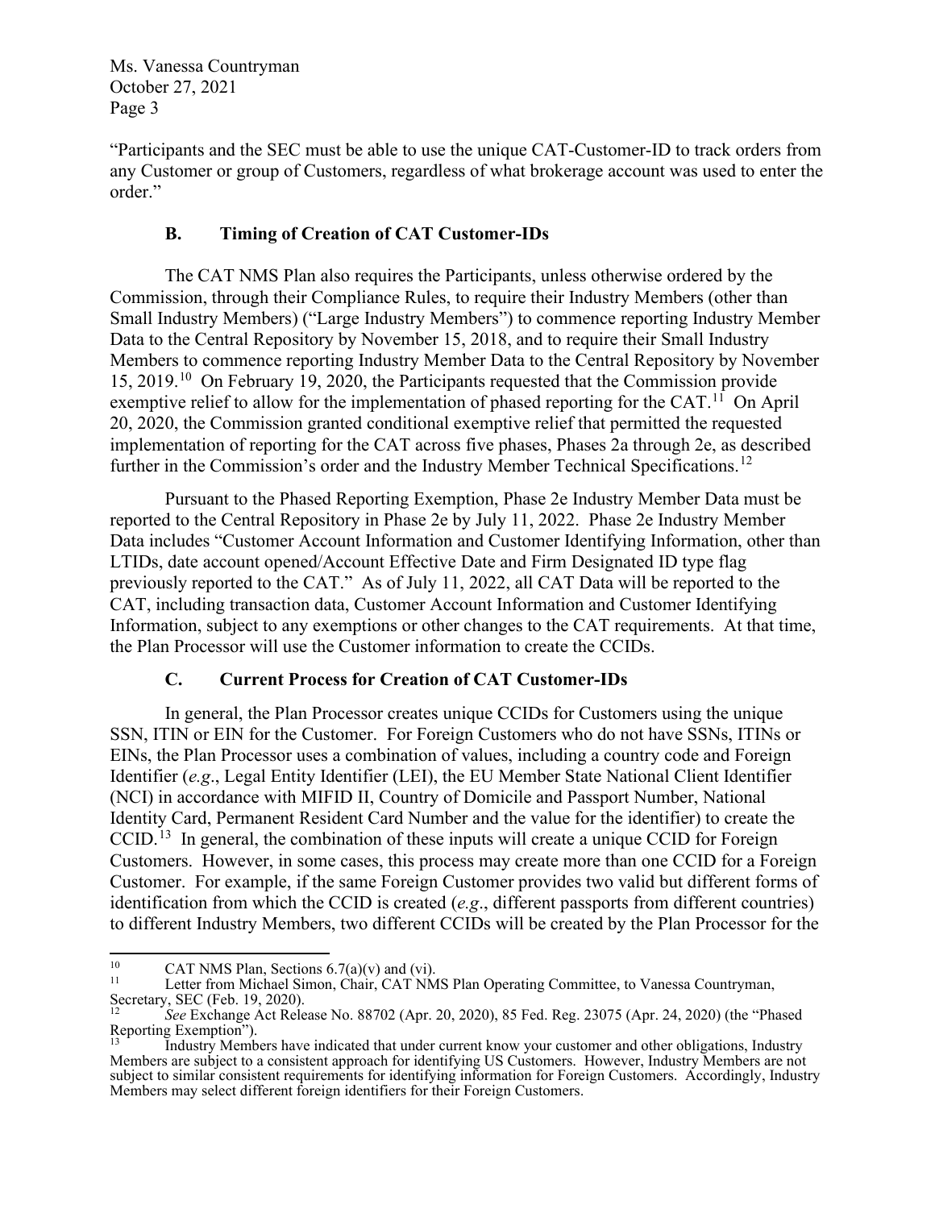"Participants and the SEC must be able to use the unique CAT-Customer-ID to track orders from any Customer or group of Customers, regardless of what brokerage account was used to enter the order."

### B. Timing of Creation of CAT Customer-IDs

The CAT NMS Plan also requires the Participants, unless otherwise ordered by the Commission, through their Compliance Rules, to require their Industry Members (other than Small Industry Members) ("Large Industry Members") to commence reporting Industry Member Data to the Central Repository by November 15, 2018, and to require their Small Industry Members to commence reporting Industry Member Data to the Central Repository by November 15, 2019.[10] On February 19, 2020, the Participants requested that the Commission provide exemptive relief to allow for the implementation of phased reporting for the CAT.[11] On April 20, 2020, the Commission granted conditional exemptive relief that permitted the requested implementation of reporting for the CAT across five phases, Phases 2a through 2e, as described further in the Commission's order and the Industry Member Technical Specifications.[12]

Pursuant to the Phased Reporting Exemption, Phase 2e Industry Member Data must be reported to the Central Repository in Phase 2e by July 11, 2022. Phase 2e Industry Member Data includes "Customer Account Information and Customer Identifying Information, other than LTIDs, date account opened/Account Effective Date and Firm Designated ID type flag previously reported to the CAT." As of July 11, 2022, all CAT Data will be reported to the CAT, including transaction data, Customer Account Information and Customer Identifying Information, subject to any exemptions or other changes to the CAT requirements. At that time, the Plan Processor will use the Customer information to create the CCIDs.

### C. Current Process for Creation of CAT Customer-IDs

In general, the Plan Processor creates unique CCIDs for Customers using the unique SSN, ITIN or EIN for the Customer. For Foreign Customers who do not have SSNs, ITINs or EINs, the Plan Processor uses a combination of values, including a country code and Foreign Identifier (*e.g*., Legal Entity Identifier (LEI), the EU Member State National Client Identifier (NCI) in accordance with MIFID II, Country of Domicile and Passport Number, National Identity Card, Permanent Resident Card Number and the value for the identifier) to create the CCID.[13] In general, the combination of these inputs will create a unique CCID for Foreign Customers. However, in some cases, this process may create more than one CCID for a Foreign Customer. For example, if the same Foreign Customer provides two valid but different forms of identification from which the CCID is created (*e.g*., different passports from different countries) to different Industry Members, two different CCIDs will be created by the Plan Processor for the

---

[10] CAT NMS Plan, Sections 6.7(a)(v) and (vi).

[11] Letter from Michael Simon, Chair, CAT NMS Plan Operating Committee, to Vanessa Countryman, Secretary, SEC (Feb. 19, 2020).

[12] *See* Exchange Act Release No. 88702 (Apr. 20, 2020), 85 Fed. Reg. 23075 (Apr. 24, 2020) (the "Phased Reporting Exemption").

[13] Industry Members have indicated that under current know your customer and other obligations, Industry Members are subject to a consistent approach for identifying US Customers. However, Industry Members are not subject to similar consistent requirements for identifying information for Foreign Customers. Accordingly, Industry Members may select different foreign identifiers for their Foreign Customers.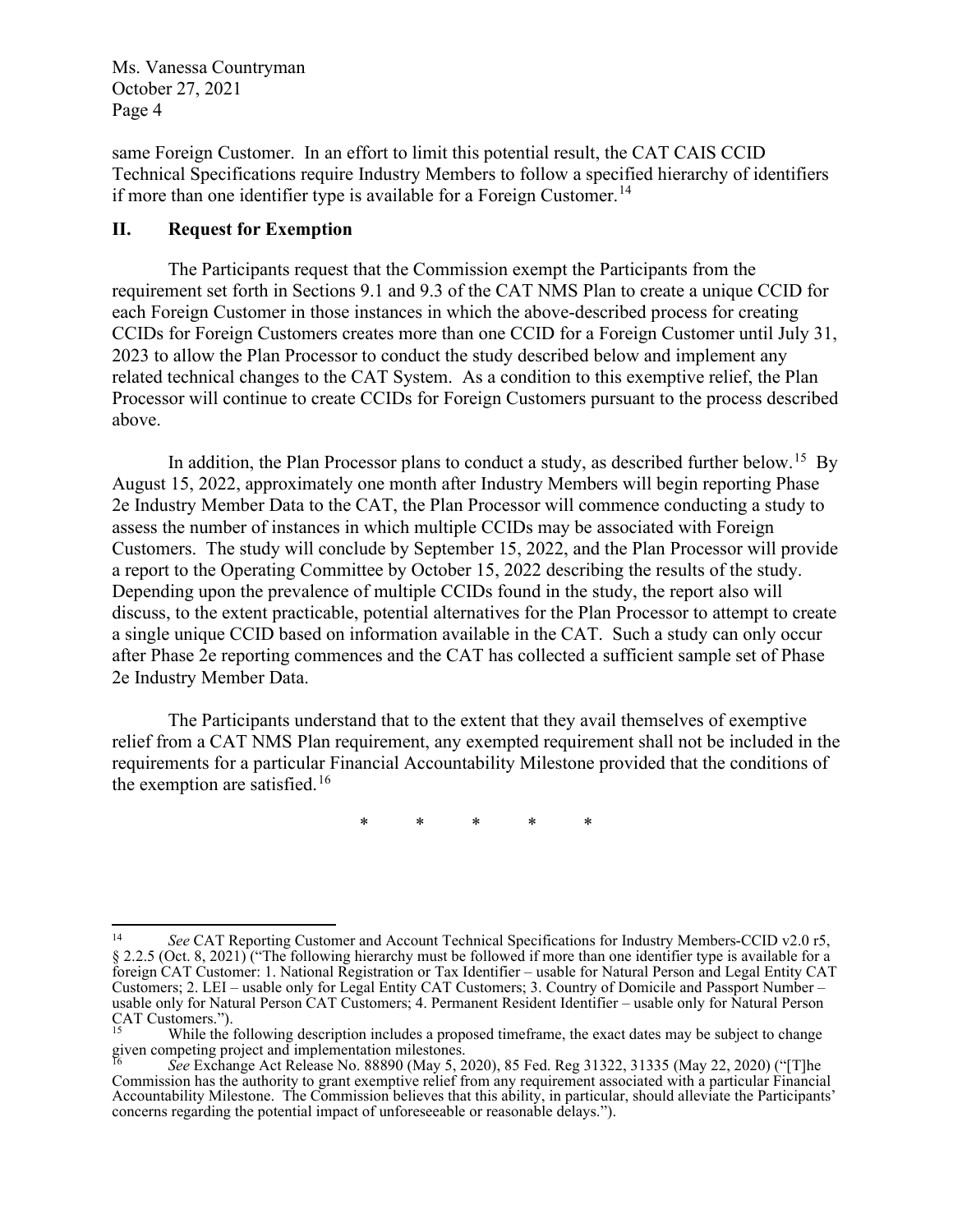same Foreign Customer. In an effort to limit this potential result, the CAT CAIS CCID Technical Specifications require Industry Members to follow a specified hierarchy of identifiers if more than one identifier type is available for a Foreign Customer.[14]

## II. Request for Exemption

The Participants request that the Commission exempt the Participants from the requirement set forth in Sections 9.1 and 9.3 of the CAT NMS Plan to create a unique CCID for each Foreign Customer in those instances in which the above-described process for creating CCIDs for Foreign Customers creates more than one CCID for a Foreign Customer until July 31, 2023 to allow the Plan Processor to conduct the study described below and implement any related technical changes to the CAT System. As a condition to this exemptive relief, the Plan Processor will continue to create CCIDs for Foreign Customers pursuant to the process described above.

In addition, the Plan Processor plans to conduct a study, as described further below.[15] By August 15, 2022, approximately one month after Industry Members will begin reporting Phase 2e Industry Member Data to the CAT, the Plan Processor will commence conducting a study to assess the number of instances in which multiple CCIDs may be associated with Foreign Customers. The study will conclude by September 15, 2022, and the Plan Processor will provide a report to the Operating Committee by October 15, 2022 describing the results of the study. Depending upon the prevalence of multiple CCIDs found in the study, the report also will discuss, to the extent practicable, potential alternatives for the Plan Processor to attempt to create a single unique CCID based on information available in the CAT. Such a study can only occur after Phase 2e reporting commences and the CAT has collected a sufficient sample set of Phase 2e Industry Member Data.

The Participants understand that to the extent that they avail themselves of exemptive relief from a CAT NMS Plan requirement, any exempted requirement shall not be included in the requirements for a particular Financial Accountability Milestone provided that the conditions of the exemption are satisfied.[16]

\* \* \* \* \*

---

[14] *See* CAT Reporting Customer and Account Technical Specifications for Industry Members-CCID v2.0 r5, § 2.2.5 (Oct. 8, 2021) ("The following hierarchy must be followed if more than one identifier type is available for a foreign CAT Customer: 1. National Registration or Tax Identifier – usable for Natural Person and Legal Entity CAT Customers; 2. LEI – usable only for Legal Entity CAT Customers; 3. Country of Domicile and Passport Number – usable only for Natural Person CAT Customers; 4. Permanent Resident Identifier – usable only for Natural Person CAT Customers.").

[15] While the following description includes a proposed timeframe, the exact dates may be subject to change given competing project and implementation milestones.

[16] *See* Exchange Act Release No. 88890 (May 5, 2020), 85 Fed. Reg 31322, 31335 (May 22, 2020) ("[T]he Commission has the authority to grant exemptive relief from any requirement associated with a particular Financial Accountability Milestone. The Commission believes that this ability, in particular, should alleviate the Participants' concerns regarding the potential impact of unforeseeable or reasonable delays.").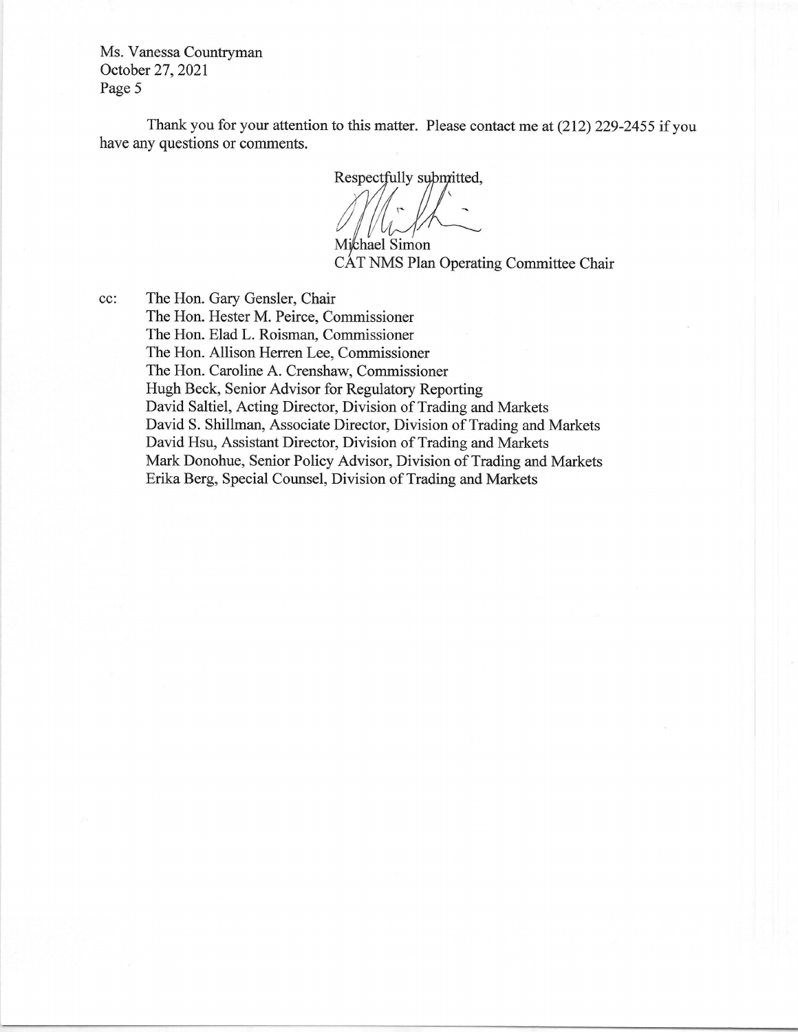Thank you for your attention to this matter. Please contact me at (212) 229-2455 if you have any questions or comments.

Respectfully submitted,

Michael Simon
CAT NMS Plan Operating Committee Chair

cc: The Hon. Gary Gensler, Chair
The Hon. Hester M. Peirce, Commissioner
The Hon. Elad L. Roisman, Commissioner
The Hon. Allison Herren Lee, Commissioner
The Hon. Caroline A. Crenshaw, Commissioner
Hugh Beck, Senior Advisor for Regulatory Reporting
David Saltiel, Acting Director, Division of Trading and Markets
David S. Shillman, Associate Director, Division of Trading and Markets
David Hsu, Assistant Director, Division of Trading and Markets
Mark Donohue, Senior Policy Advisor, Division of Trading and Markets
Erika Berg, Special Counsel, Division of Trading and Markets